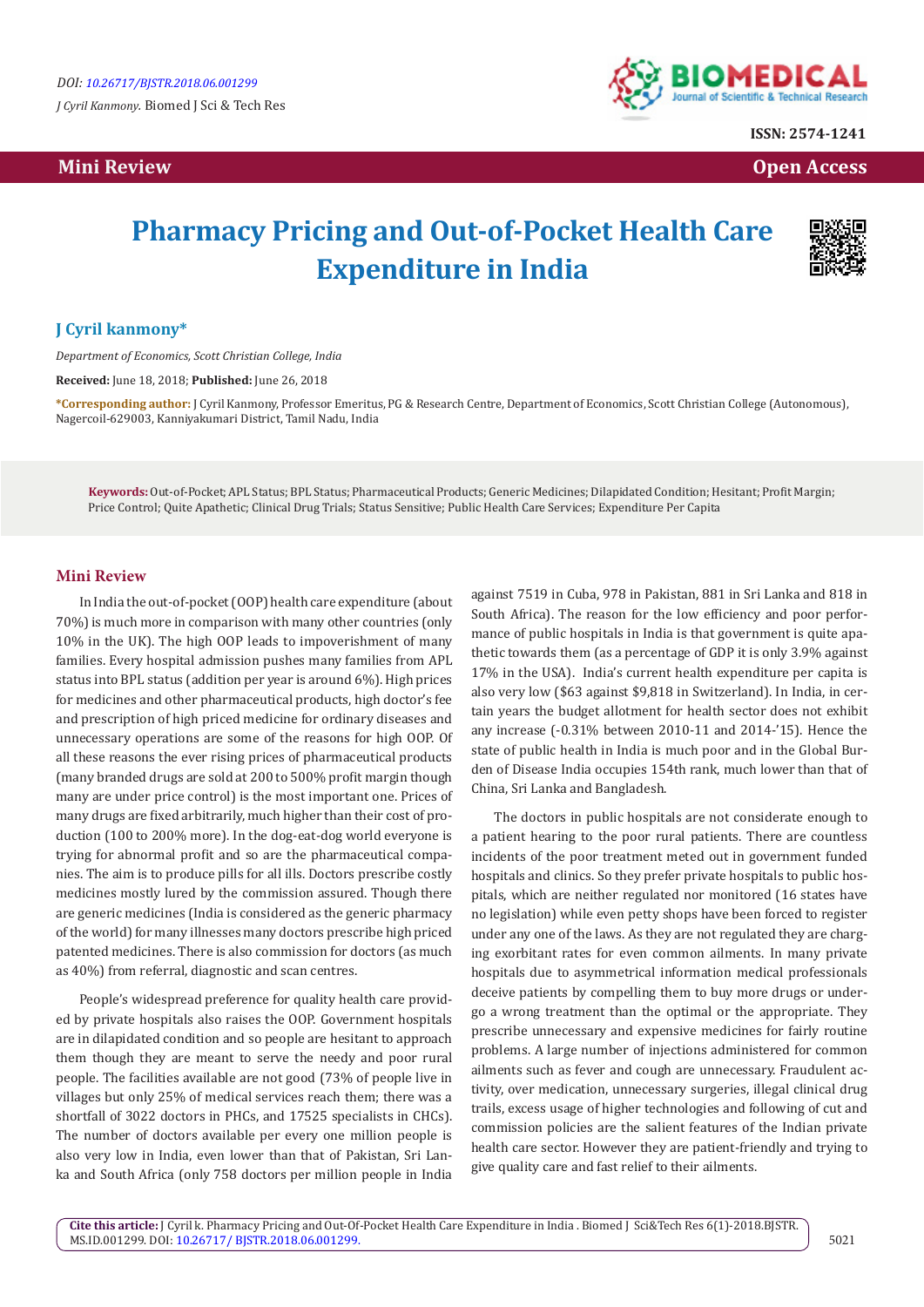DOI: 10.26717/BJSTR.2018.06.001299

*J Cyril Kanmony.* Biomed J Sci & Tech Res

ISSN: 2574-1241

**Mini Review** **Open Access**

# Pharmacy Pricing and Out-of-Pocket Health Care Expenditure in India

**J Cyril kanmony***

*Department of Economics, Scott Christian College, India*

**Received:** June 18, 2018; **Published:** June 26, 2018

***Corresponding author:** J Cyril Kanmony, Professor Emeritus, PG & Research Centre, Department of Economics, Scott Christian College (Autonomous), Nagercoil-629003, Kanniyakumari District, Tamil Nadu, India

**Keywords:** Out-of-Pocket; APL Status; BPL Status; Pharmaceutical Products; Generic Medicines; Dilapidated Condition; Hesitant; Profit Margin; Price Control; Quite Apathetic; Clinical Drug Trials; Status Sensitive; Public Health Care Services; Expenditure Per Capita

## Mini Review

In India the out-of-pocket (OOP) health care expenditure (about 70%) is much more in comparison with many other countries (only 10% in the UK). The high OOP leads to impoverishment of many families. Every hospital admission pushes many families from APL status into BPL status (addition per year is around 6%). High prices for medicines and other pharmaceutical products, high doctor's fee and prescription of high priced medicine for ordinary diseases and unnecessary operations are some of the reasons for high OOP. Of all these reasons the ever rising prices of pharmaceutical products (many branded drugs are sold at 200 to 500% profit margin though many are under price control) is the most important one. Prices of many drugs are fixed arbitrarily, much higher than their cost of production (100 to 200% more). In the dog-eat-dog world everyone is trying for abnormal profit and so are the pharmaceutical companies. The aim is to produce pills for all ills. Doctors prescribe costly medicines mostly lured by the commission assured. Though there are generic medicines (India is considered as the generic pharmacy of the world) for many illnesses many doctors prescribe high priced patented medicines. There is also commission for doctors (as much as 40%) from referral, diagnostic and scan centres.

People's widespread preference for quality health care provided by private hospitals also raises the OOP. Government hospitals are in dilapidated condition and so people are hesitant to approach them though they are meant to serve the needy and poor rural people. The facilities available are not good (73% of people live in villages but only 25% of medical services reach them; there was a shortfall of 3022 doctors in PHCs, and 17525 specialists in CHCs). The number of doctors available per every one million people is also very low in India, even lower than that of Pakistan, Sri Lanka and South Africa (only 758 doctors per million people in India against 7519 in Cuba, 978 in Pakistan, 881 in Sri Lanka and 818 in South Africa). The reason for the low efficiency and poor performance of public hospitals in India is that government is quite apathetic towards them (as a percentage of GDP it is only 3.9% against 17% in the USA). India's current health expenditure per capita is also very low ($63 against $9,818 in Switzerland). In India, in certain years the budget allotment for health sector does not exhibit any increase (-0.31% between 2010-11 and 2014-'15). Hence the state of public health in India is much poor and in the Global Burden of Disease India occupies 154th rank, much lower than that of China, Sri Lanka and Bangladesh.

The doctors in public hospitals are not considerate enough to a patient hearing to the poor rural patients. There are countless incidents of the poor treatment meted out in government funded hospitals and clinics. So they prefer private hospitals to public hospitals, which are neither regulated nor monitored (16 states have no legislation) while even petty shops have been forced to register under any one of the laws. As they are not regulated they are charging exorbitant rates for even common ailments. In many private hospitals due to asymmetrical information medical professionals deceive patients by compelling them to buy more drugs or undergo a wrong treatment than the optimal or the appropriate. They prescribe unnecessary and expensive medicines for fairly routine problems. A large number of injections administered for common ailments such as fever and cough are unnecessary. Fraudulent activity, over medication, unnecessary surgeries, illegal clinical drug trails, excess usage of higher technologies and following of cut and commission policies are the salient features of the Indian private health care sector. However they are patient-friendly and trying to give quality care and fast relief to their ailments.

**Cite this article:** J Cyril k. Pharmacy Pricing and Out-Of-Pocket Health Care Expenditure in India . Biomed J Sci&Tech Res 6(1)-2018.BJSTR. MS.ID.001299. DOI: 10.26717/ BJSTR.2018.06.001299.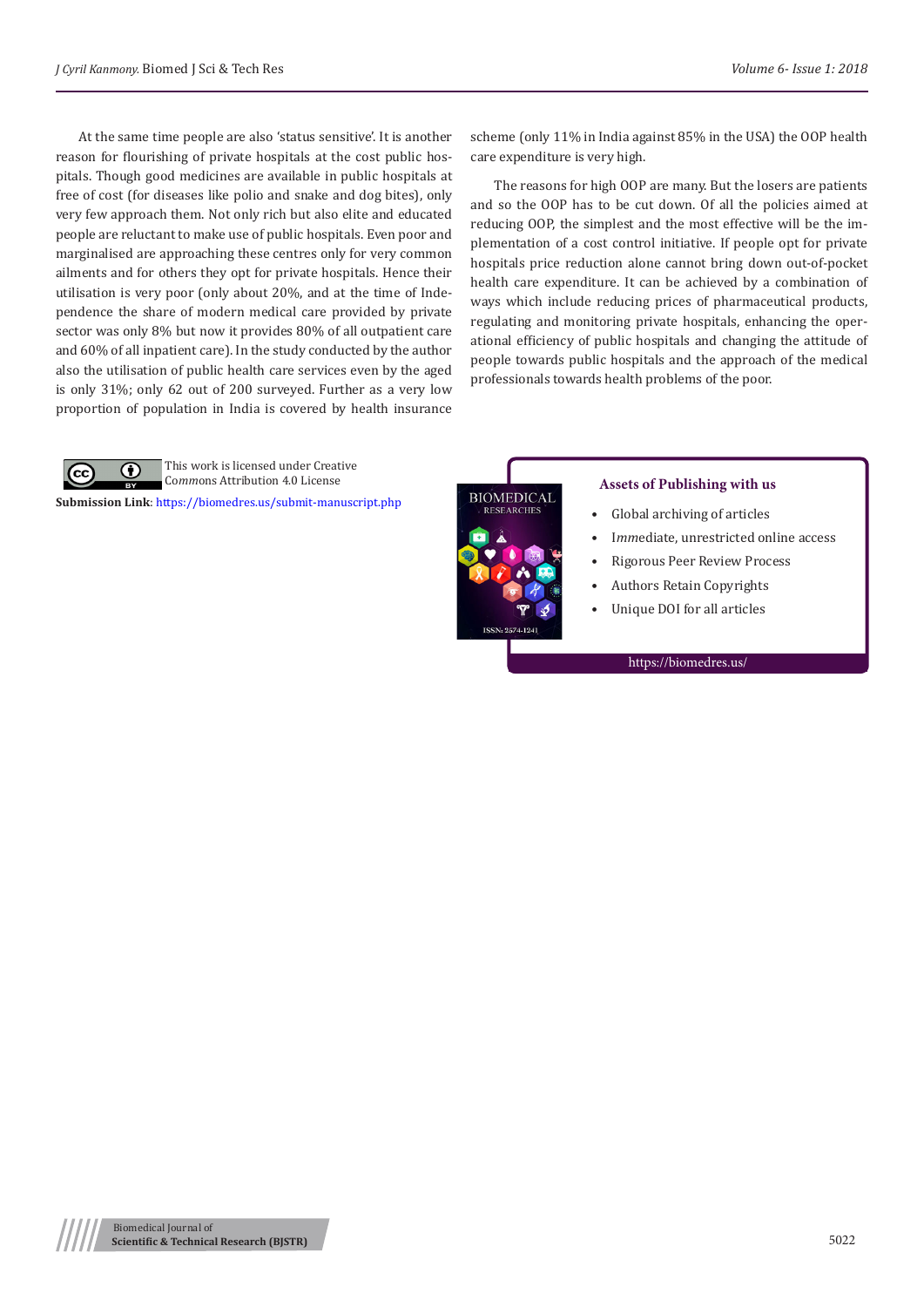At the same time people are also 'status sensitive'. It is another reason for flourishing of private hospitals at the cost public hospitals. Though good medicines are available in public hospitals at free of cost (for diseases like polio and snake and dog bites), only very few approach them. Not only rich but also elite and educated people are reluctant to make use of public hospitals. Even poor and marginalised are approaching these centres only for very common ailments and for others they opt for private hospitals. Hence their utilisation is very poor (only about 20%, and at the time of Independence the share of modern medical care provided by private sector was only 8% but now it provides 80% of all outpatient care and 60% of all inpatient care). In the study conducted by the author also the utilisation of public health care services even by the aged is only 31%; only 62 out of 200 surveyed. Further as a very low proportion of population in India is covered by health insurance scheme (only 11% in India against 85% in the USA) the OOP health care expenditure is very high.

The reasons for high OOP are many. But the losers are patients and so the OOP has to be cut down. Of all the policies aimed at reducing OOP, the simplest and the most effective will be the implementation of a cost control initiative. If people opt for private hospitals price reduction alone cannot bring down out-of-pocket health care expenditure. It can be achieved by a combination of ways which include reducing prices of pharmaceutical products, regulating and monitoring private hospitals, enhancing the operational efficiency of public hospitals and changing the attitude of people towards public hospitals and the approach of the medical professionals towards health problems of the poor.

This work is licensed under Creative Commons Attribution 4.0 License

**Submission Link**: https://biomedres.us/submit-manuscript.php

BIOMEDICAL RESEARCHES

ISSN: 2574-1241

**Assets of Publishing with us**

- Global archiving of articles
- Immediate, unrestricted online access
- Rigorous Peer Review Process
- Authors Retain Copyrights
- Unique DOI for all articles

https://biomedres.us/